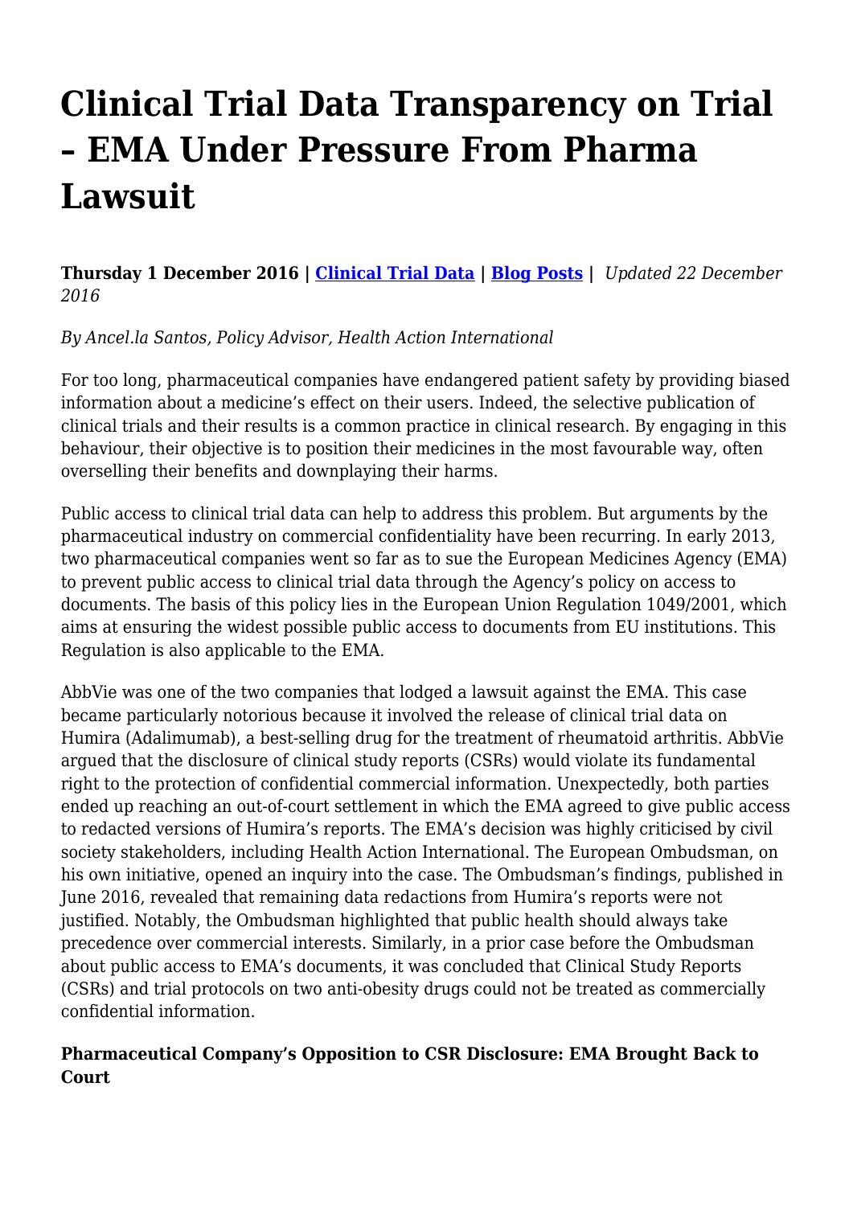# Clinical Trial Data Transparency on Trial – EMA Under Pressure From Pharma Lawsuit

**Thursday 1 December 2016 | [Clinical Trial Data](#) | [Blog Posts](#) |** *Updated 22 December 2016*

*By Ancel.la Santos, Policy Advisor, Health Action International*

For too long, pharmaceutical companies have endangered patient safety by providing biased information about a medicine's effect on their users. Indeed, the selective publication of clinical trials and their results is a common practice in clinical research. By engaging in this behaviour, their objective is to position their medicines in the most favourable way, often overselling their benefits and downplaying their harms.

Public access to clinical trial data can help to address this problem. But arguments by the pharmaceutical industry on commercial confidentiality have been recurring. In early 2013, two pharmaceutical companies went so far as to sue the European Medicines Agency (EMA) to prevent public access to clinical trial data through the Agency's policy on access to documents. The basis of this policy lies in the European Union Regulation 1049/2001, which aims at ensuring the widest possible public access to documents from EU institutions. This Regulation is also applicable to the EMA.

AbbVie was one of the two companies that lodged a lawsuit against the EMA. This case became particularly notorious because it involved the release of clinical trial data on Humira (Adalimumab), a best-selling drug for the treatment of rheumatoid arthritis. AbbVie argued that the disclosure of clinical study reports (CSRs) would violate its fundamental right to the protection of confidential commercial information. Unexpectedly, both parties ended up reaching an out-of-court settlement in which the EMA agreed to give public access to redacted versions of Humira's reports. The EMA's decision was highly criticised by civil society stakeholders, including Health Action International. The European Ombudsman, on his own initiative, opened an inquiry into the case. The Ombudsman's findings, published in June 2016, revealed that remaining data redactions from Humira's reports were not justified. Notably, the Ombudsman highlighted that public health should always take precedence over commercial interests. Similarly, in a prior case before the Ombudsman about public access to EMA's documents, it was concluded that Clinical Study Reports (CSRs) and trial protocols on two anti-obesity drugs could not be treated as commercially confidential information.

**Pharmaceutical Company's Opposition to CSR Disclosure: EMA Brought Back to Court**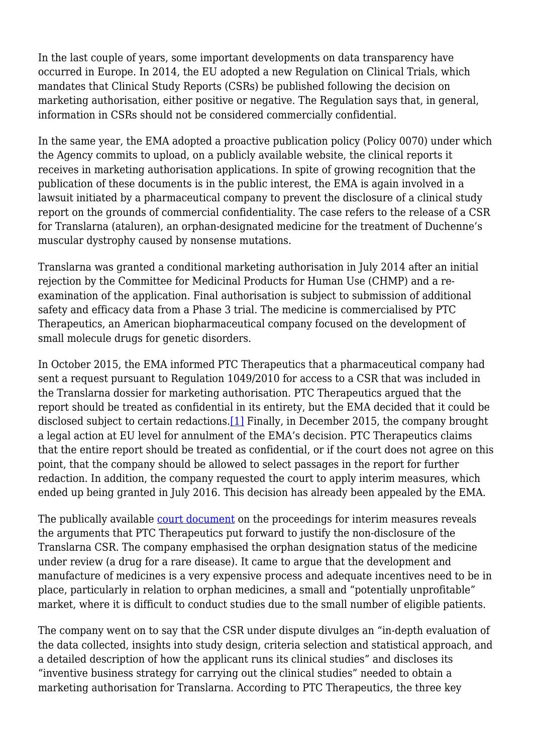In the last couple of years, some important developments on data transparency have occurred in Europe. In 2014, the EU adopted a new Regulation on Clinical Trials, which mandates that Clinical Study Reports (CSRs) be published following the decision on marketing authorisation, either positive or negative. The Regulation says that, in general, information in CSRs should not be considered commercially confidential.

In the same year, the EMA adopted a proactive publication policy (Policy 0070) under which the Agency commits to upload, on a publicly available website, the clinical reports it receives in marketing authorisation applications. In spite of growing recognition that the publication of these documents is in the public interest, the EMA is again involved in a lawsuit initiated by a pharmaceutical company to prevent the disclosure of a clinical study report on the grounds of commercial confidentiality. The case refers to the release of a CSR for Translarna (ataluren), an orphan-designated medicine for the treatment of Duchenne's muscular dystrophy caused by nonsense mutations.

Translarna was granted a conditional marketing authorisation in July 2014 after an initial rejection by the Committee for Medicinal Products for Human Use (CHMP) and a re-examination of the application. Final authorisation is subject to submission of additional safety and efficacy data from a Phase 3 trial. The medicine is commercialised by PTC Therapeutics, an American biopharmaceutical company focused on the development of small molecule drugs for genetic disorders.

In October 2015, the EMA informed PTC Therapeutics that a pharmaceutical company had sent a request pursuant to Regulation 1049/2010 for access to a CSR that was included in the Translarna dossier for marketing authorisation. PTC Therapeutics argued that the report should be treated as confidential in its entirety, but the EMA decided that it could be disclosed subject to certain redactions.[1] Finally, in December 2015, the company brought a legal action at EU level for annulment of the EMA's decision. PTC Therapeutics claims that the entire report should be treated as confidential, or if the court does not agree on this point, that the company should be allowed to select passages in the report for further redaction. In addition, the company requested the court to apply interim measures, which ended up being granted in July 2016. This decision has already been appealed by the EMA.

The publically available court document on the proceedings for interim measures reveals the arguments that PTC Therapeutics put forward to justify the non-disclosure of the Translarna CSR. The company emphasised the orphan designation status of the medicine under review (a drug for a rare disease). It came to argue that the development and manufacture of medicines is a very expensive process and adequate incentives need to be in place, particularly in relation to orphan medicines, a small and "potentially unprofitable" market, where it is difficult to conduct studies due to the small number of eligible patients.

The company went on to say that the CSR under dispute divulges an "in-depth evaluation of the data collected, insights into study design, criteria selection and statistical approach, and a detailed description of how the applicant runs its clinical studies" and discloses its "inventive business strategy for carrying out the clinical studies" needed to obtain a marketing authorisation for Translarna. According to PTC Therapeutics, the three key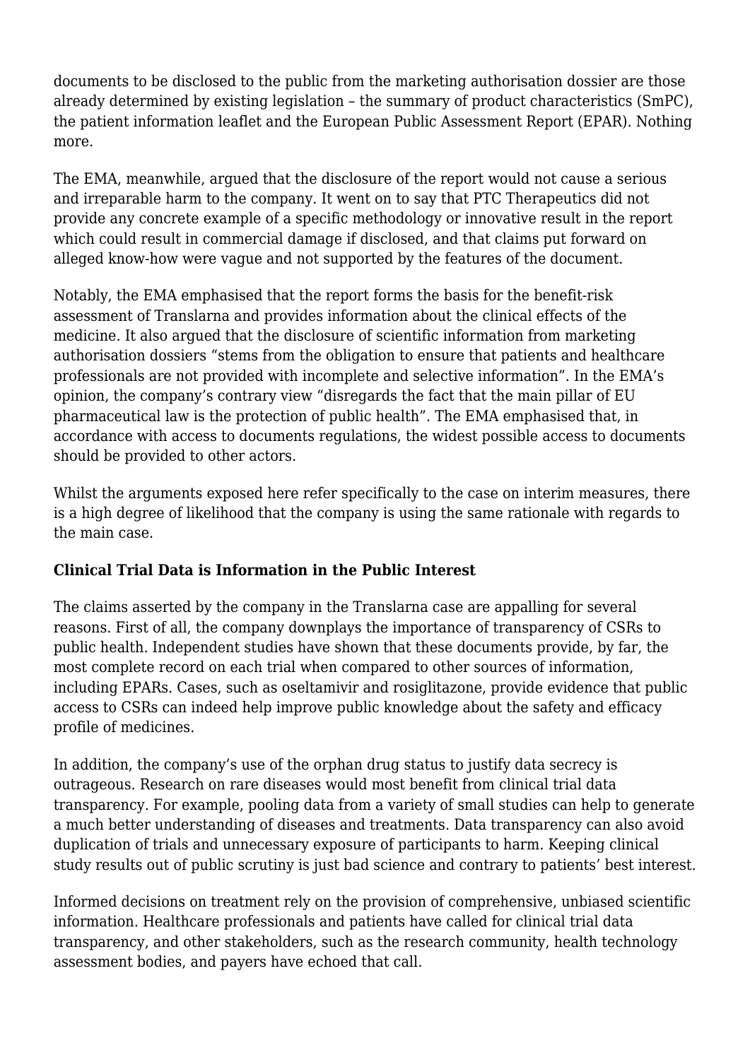documents to be disclosed to the public from the marketing authorisation dossier are those already determined by existing legislation – the summary of product characteristics (SmPC), the patient information leaflet and the European Public Assessment Report (EPAR). Nothing more.

The EMA, meanwhile, argued that the disclosure of the report would not cause a serious and irreparable harm to the company. It went on to say that PTC Therapeutics did not provide any concrete example of a specific methodology or innovative result in the report which could result in commercial damage if disclosed, and that claims put forward on alleged know-how were vague and not supported by the features of the document.

Notably, the EMA emphasised that the report forms the basis for the benefit-risk assessment of Translarna and provides information about the clinical effects of the medicine. It also argued that the disclosure of scientific information from marketing authorisation dossiers "stems from the obligation to ensure that patients and healthcare professionals are not provided with incomplete and selective information". In the EMA's opinion, the company's contrary view "disregards the fact that the main pillar of EU pharmaceutical law is the protection of public health". The EMA emphasised that, in accordance with access to documents regulations, the widest possible access to documents should be provided to other actors.

Whilst the arguments exposed here refer specifically to the case on interim measures, there is a high degree of likelihood that the company is using the same rationale with regards to the main case.

**Clinical Trial Data is Information in the Public Interest**

The claims asserted by the company in the Translarna case are appalling for several reasons. First of all, the company downplays the importance of transparency of CSRs to public health. Independent studies have shown that these documents provide, by far, the most complete record on each trial when compared to other sources of information, including EPARs. Cases, such as oseltamivir and rosiglitazone, provide evidence that public access to CSRs can indeed help improve public knowledge about the safety and efficacy profile of medicines.

In addition, the company's use of the orphan drug status to justify data secrecy is outrageous. Research on rare diseases would most benefit from clinical trial data transparency. For example, pooling data from a variety of small studies can help to generate a much better understanding of diseases and treatments. Data transparency can also avoid duplication of trials and unnecessary exposure of participants to harm. Keeping clinical study results out of public scrutiny is just bad science and contrary to patients' best interest.

Informed decisions on treatment rely on the provision of comprehensive, unbiased scientific information. Healthcare professionals and patients have called for clinical trial data transparency, and other stakeholders, such as the research community, health technology assessment bodies, and payers have echoed that call.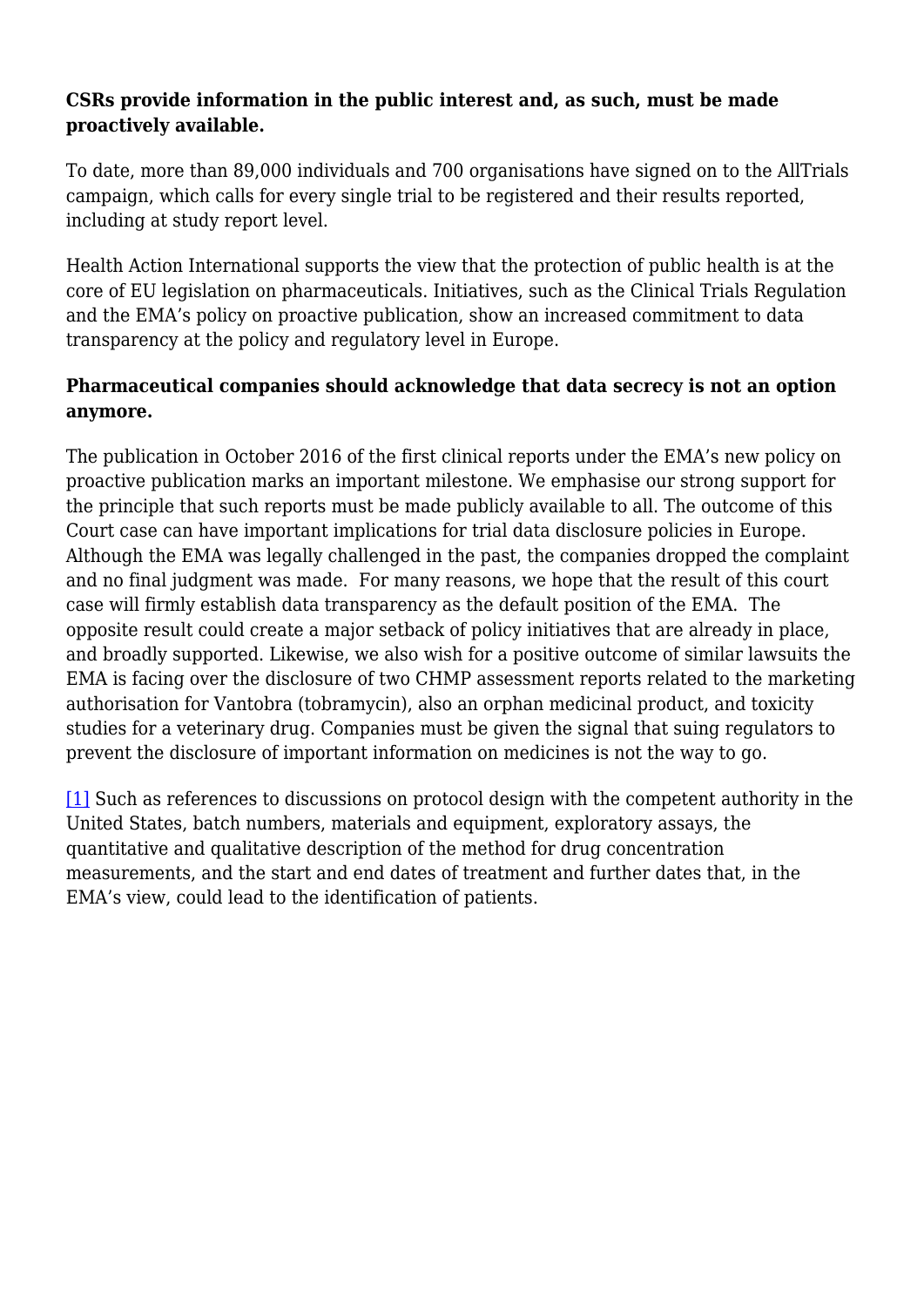**CSRs provide information in the public interest and, as such, must be made proactively available.**

To date, more than 89,000 individuals and 700 organisations have signed on to the AllTrials campaign, which calls for every single trial to be registered and their results reported, including at study report level.

Health Action International supports the view that the protection of public health is at the core of EU legislation on pharmaceuticals. Initiatives, such as the Clinical Trials Regulation and the EMA's policy on proactive publication, show an increased commitment to data transparency at the policy and regulatory level in Europe.

**Pharmaceutical companies should acknowledge that data secrecy is not an option anymore.**

The publication in October 2016 of the first clinical reports under the EMA's new policy on proactive publication marks an important milestone. We emphasise our strong support for the principle that such reports must be made publicly available to all. The outcome of this Court case can have important implications for trial data disclosure policies in Europe. Although the EMA was legally challenged in the past, the companies dropped the complaint and no final judgment was made. For many reasons, we hope that the result of this court case will firmly establish data transparency as the default position of the EMA. The opposite result could create a major setback of policy initiatives that are already in place, and broadly supported. Likewise, we also wish for a positive outcome of similar lawsuits the EMA is facing over the disclosure of two CHMP assessment reports related to the marketing authorisation for Vantobra (tobramycin), also an orphan medicinal product, and toxicity studies for a veterinary drug. Companies must be given the signal that suing regulators to prevent the disclosure of important information on medicines is not the way to go.

[1] Such as references to discussions on protocol design with the competent authority in the United States, batch numbers, materials and equipment, exploratory assays, the quantitative and qualitative description of the method for drug concentration measurements, and the start and end dates of treatment and further dates that, in the EMA's view, could lead to the identification of patients.